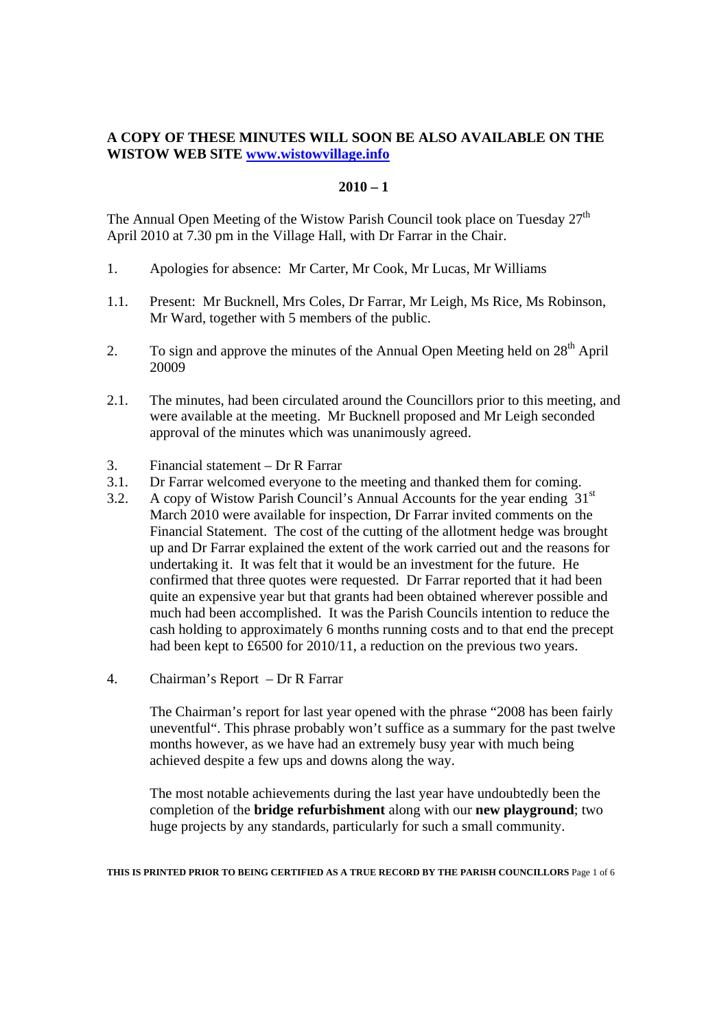**A COPY OF THESE MINUTES WILL SOON BE ALSO AVAILABLE ON THE WISTOW WEB SITE [www.wistowvillage.info](http://www.wistowvillage.info)**

**2010 – 1**

The Annual Open Meeting of the Wistow Parish Council took place on Tuesday 27th April 2010 at 7.30 pm in the Village Hall, with Dr Farrar in the Chair.

1. Apologies for absence: Mr Carter, Mr Cook, Mr Lucas, Mr Williams

1.1. Present: Mr Bucknell, Mrs Coles, Dr Farrar, Mr Leigh, Ms Rice, Ms Robinson, Mr Ward, together with 5 members of the public.

2. To sign and approve the minutes of the Annual Open Meeting held on 28th April 20009

2.1. The minutes, had been circulated around the Councillors prior to this meeting, and were available at the meeting. Mr Bucknell proposed and Mr Leigh seconded approval of the minutes which was unanimously agreed.

3. Financial statement – Dr R Farrar

3.1. Dr Farrar welcomed everyone to the meeting and thanked them for coming.

3.2. A copy of Wistow Parish Council's Annual Accounts for the year ending 31st March 2010 were available for inspection, Dr Farrar invited comments on the Financial Statement. The cost of the cutting of the allotment hedge was brought up and Dr Farrar explained the extent of the work carried out and the reasons for undertaking it. It was felt that it would be an investment for the future. He confirmed that three quotes were requested. Dr Farrar reported that it had been quite an expensive year but that grants had been obtained wherever possible and much had been accomplished. It was the Parish Councils intention to reduce the cash holding to approximately 6 months running costs and to that end the precept had been kept to £6500 for 2010/11, a reduction on the previous two years.

4. Chairman's Report – Dr R Farrar

The Chairman's report for last year opened with the phrase "2008 has been fairly uneventful". This phrase probably won't suffice as a summary for the past twelve months however, as we have had an extremely busy year with much being achieved despite a few ups and downs along the way.

The most notable achievements during the last year have undoubtedly been the completion of the **bridge refurbishment** along with our **new playground**; two huge projects by any standards, particularly for such a small community.

**THIS IS PRINTED PRIOR TO BEING CERTIFIED AS A TRUE RECORD BY THE PARISH COUNCILLORS**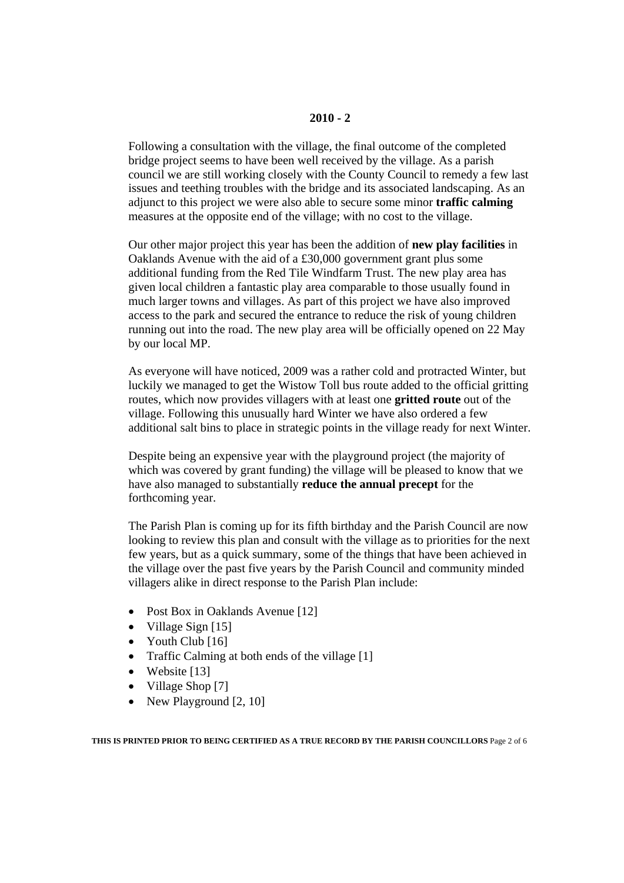**2010 - 2**

Following a consultation with the village, the final outcome of the completed bridge project seems to have been well received by the village. As a parish council we are still working closely with the County Council to remedy a few last issues and teething troubles with the bridge and its associated landscaping. As an adjunct to this project we were also able to secure some minor **traffic calming** measures at the opposite end of the village; with no cost to the village.

Our other major project this year has been the addition of **new play facilities** in Oaklands Avenue with the aid of a £30,000 government grant plus some additional funding from the Red Tile Windfarm Trust. The new play area has given local children a fantastic play area comparable to those usually found in much larger towns and villages. As part of this project we have also improved access to the park and secured the entrance to reduce the risk of young children running out into the road. The new play area will be officially opened on 22 May by our local MP.

As everyone will have noticed, 2009 was a rather cold and protracted Winter, but luckily we managed to get the Wistow Toll bus route added to the official gritting routes, which now provides villagers with at least one **gritted route** out of the village. Following this unusually hard Winter we have also ordered a few additional salt bins to place in strategic points in the village ready for next Winter.

Despite being an expensive year with the playground project (the majority of which was covered by grant funding) the village will be pleased to know that we have also managed to substantially **reduce the annual precept** for the forthcoming year.

The Parish Plan is coming up for its fifth birthday and the Parish Council are now looking to review this plan and consult with the village as to priorities for the next few years, but as a quick summary, some of the things that have been achieved in the village over the past five years by the Parish Council and community minded villagers alike in direct response to the Parish Plan include:

- Post Box in Oaklands Avenue [12]
- Village Sign [15]
- Youth Club [16]
- Traffic Calming at both ends of the village [1]
- Website [13]
- Village Shop [7]
- New Playground [2, 10]

**THIS IS PRINTED PRIOR TO BEING CERTIFIED AS A TRUE RECORD BY THE PARISH COUNCILLORS**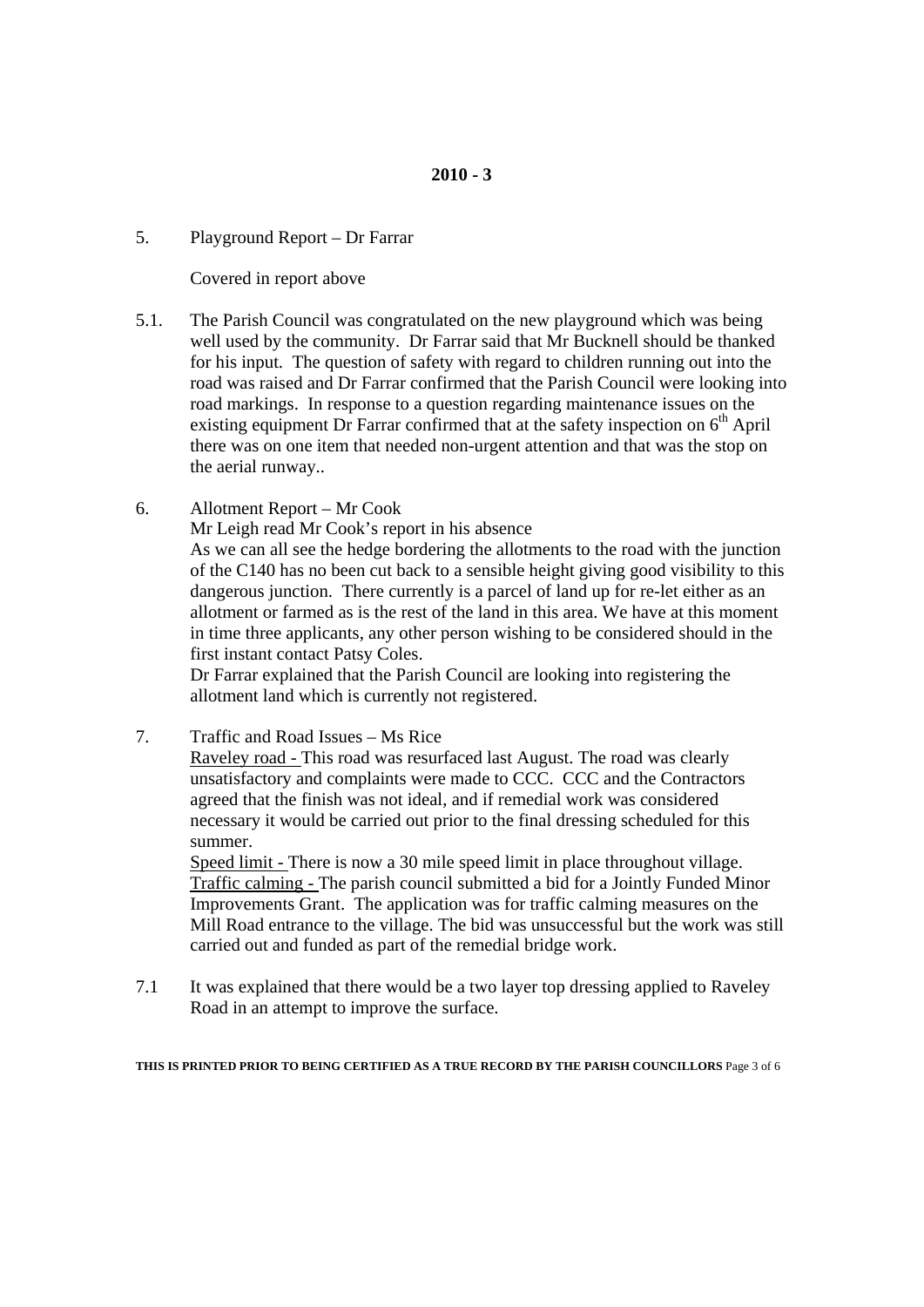**2010 - 3**

5. Playground Report – Dr Farrar

   Covered in report above

5.1. The Parish Council was congratulated on the new playground which was being well used by the community. Dr Farrar said that Mr Bucknell should be thanked for his input. The question of safety with regard to children running out into the road was raised and Dr Farrar confirmed that the Parish Council were looking into road markings. In response to a question regarding maintenance issues on the existing equipment Dr Farrar confirmed that at the safety inspection on 6th April there was on one item that needed non-urgent attention and that was the stop on the aerial runway..

6. Allotment Report – Mr Cook

   Mr Leigh read Mr Cook's report in his absence

   As we can all see the hedge bordering the allotments to the road with the junction of the C140 has no been cut back to a sensible height giving good visibility to this dangerous junction. There currently is a parcel of land up for re-let either as an allotment or farmed as is the rest of the land in this area. We have at this moment in time three applicants, any other person wishing to be considered should in the first instant contact Patsy Coles.

   Dr Farrar explained that the Parish Council are looking into registering the allotment land which is currently not registered.

7. Traffic and Road Issues – Ms Rice

   Raveley road - This road was resurfaced last August. The road was clearly unsatisfactory and complaints were made to CCC. CCC and the Contractors agreed that the finish was not ideal, and if remedial work was considered necessary it would be carried out prior to the final dressing scheduled for this summer.

   Speed limit - There is now a 30 mile speed limit in place throughout village.

   Traffic calming - The parish council submitted a bid for a Jointly Funded Minor Improvements Grant. The application was for traffic calming measures on the Mill Road entrance to the village. The bid was unsuccessful but the work was still carried out and funded as part of the remedial bridge work.

7.1 It was explained that there would be a two layer top dressing applied to Raveley Road in an attempt to improve the surface.

**THIS IS PRINTED PRIOR TO BEING CERTIFIED AS A TRUE RECORD BY THE PARISH COUNCILLORS**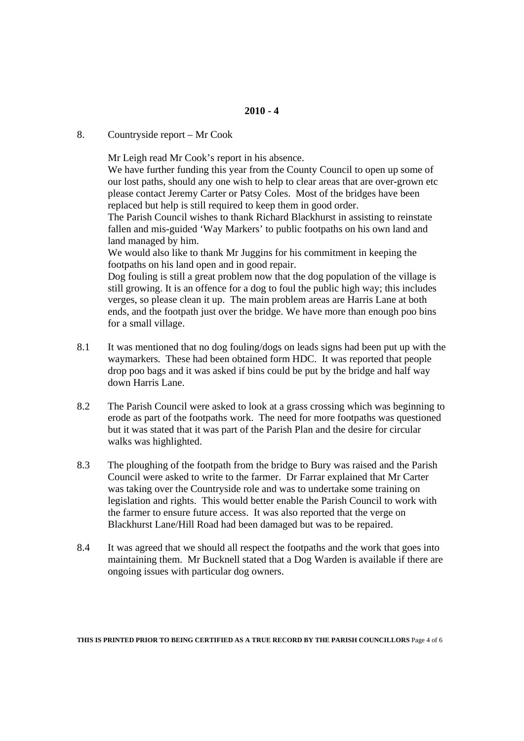**2010 - 4**

8. Countryside report – Mr Cook

Mr Leigh read Mr Cook's report in his absence.
We have further funding this year from the County Council to open up some of our lost paths, should any one wish to help to clear areas that are over-grown etc please contact Jeremy Carter or Patsy Coles. Most of the bridges have been replaced but help is still required to keep them in good order.
The Parish Council wishes to thank Richard Blackhurst in assisting to reinstate fallen and mis-guided 'Way Markers' to public footpaths on his own land and land managed by him.
We would also like to thank Mr Juggins for his commitment in keeping the footpaths on his land open and in good repair.
Dog fouling is still a great problem now that the dog population of the village is still growing. It is an offence for a dog to foul the public high way; this includes verges, so please clean it up. The main problem areas are Harris Lane at both ends, and the footpath just over the bridge. We have more than enough poo bins for a small village.

8.1 It was mentioned that no dog fouling/dogs on leads signs had been put up with the waymarkers. These had been obtained form HDC. It was reported that people drop poo bags and it was asked if bins could be put by the bridge and half way down Harris Lane.

8.2 The Parish Council were asked to look at a grass crossing which was beginning to erode as part of the footpaths work. The need for more footpaths was questioned but it was stated that it was part of the Parish Plan and the desire for circular walks was highlighted.

8.3 The ploughing of the footpath from the bridge to Bury was raised and the Parish Council were asked to write to the farmer. Dr Farrar explained that Mr Carter was taking over the Countryside role and was to undertake some training on legislation and rights. This would better enable the Parish Council to work with the farmer to ensure future access. It was also reported that the verge on Blackhurst Lane/Hill Road had been damaged but was to be repaired.

8.4 It was agreed that we should all respect the footpaths and the work that goes into maintaining them. Mr Bucknell stated that a Dog Warden is available if there are ongoing issues with particular dog owners.

**THIS IS PRINTED PRIOR TO BEING CERTIFIED AS A TRUE RECORD BY THE PARISH COUNCILLORS**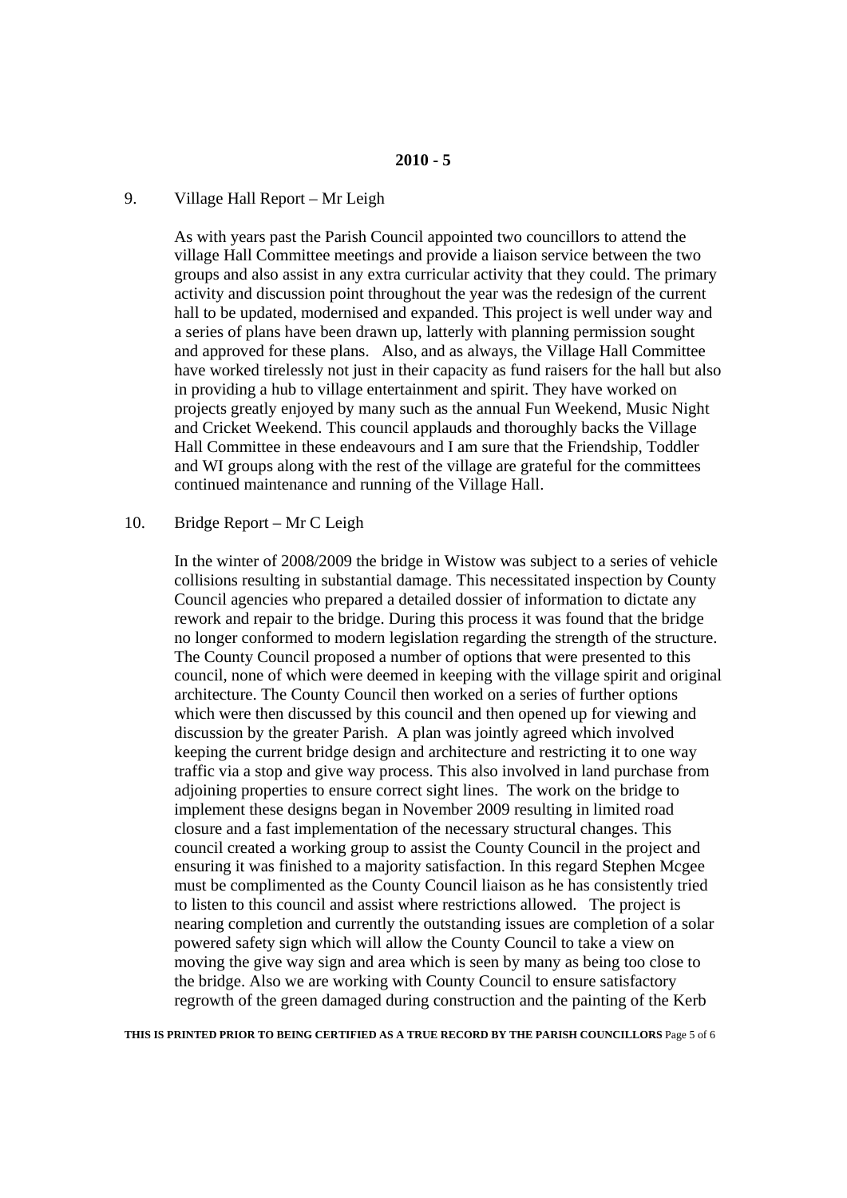**2010 - 5**

9. Village Hall Report – Mr Leigh

As with years past the Parish Council appointed two councillors to attend the village Hall Committee meetings and provide a liaison service between the two groups and also assist in any extra curricular activity that they could. The primary activity and discussion point throughout the year was the redesign of the current hall to be updated, modernised and expanded. This project is well under way and a series of plans have been drawn up, latterly with planning permission sought and approved for these plans. Also, and as always, the Village Hall Committee have worked tirelessly not just in their capacity as fund raisers for the hall but also in providing a hub to village entertainment and spirit. They have worked on projects greatly enjoyed by many such as the annual Fun Weekend, Music Night and Cricket Weekend. This council applauds and thoroughly backs the Village Hall Committee in these endeavours and I am sure that the Friendship, Toddler and WI groups along with the rest of the village are grateful for the committees continued maintenance and running of the Village Hall.

10. Bridge Report – Mr C Leigh

In the winter of 2008/2009 the bridge in Wistow was subject to a series of vehicle collisions resulting in substantial damage. This necessitated inspection by County Council agencies who prepared a detailed dossier of information to dictate any rework and repair to the bridge. During this process it was found that the bridge no longer conformed to modern legislation regarding the strength of the structure. The County Council proposed a number of options that were presented to this council, none of which were deemed in keeping with the village spirit and original architecture. The County Council then worked on a series of further options which were then discussed by this council and then opened up for viewing and discussion by the greater Parish. A plan was jointly agreed which involved keeping the current bridge design and architecture and restricting it to one way traffic via a stop and give way process. This also involved in land purchase from adjoining properties to ensure correct sight lines. The work on the bridge to implement these designs began in November 2009 resulting in limited road closure and a fast implementation of the necessary structural changes. This council created a working group to assist the County Council in the project and ensuring it was finished to a majority satisfaction. In this regard Stephen Mcgee must be complimented as the County Council liaison as he has consistently tried to listen to this council and assist where restrictions allowed. The project is nearing completion and currently the outstanding issues are completion of a solar powered safety sign which will allow the County Council to take a view on moving the give way sign and area which is seen by many as being too close to the bridge. Also we are working with County Council to ensure satisfactory regrowth of the green damaged during construction and the painting of the Kerb

**THIS IS PRINTED PRIOR TO BEING CERTIFIED AS A TRUE RECORD BY THE PARISH COUNCILLORS**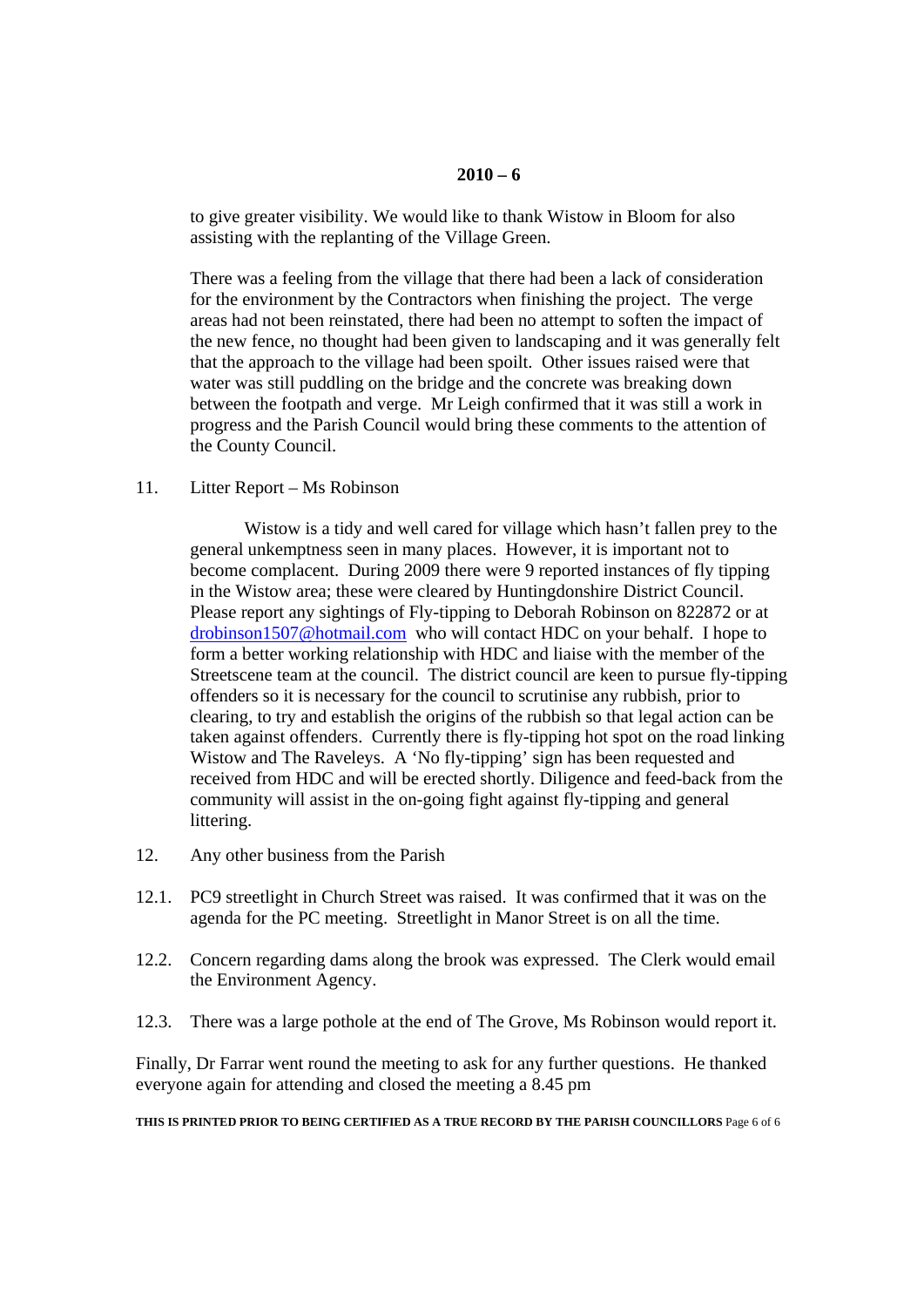to give greater visibility. We would like to thank Wistow in Bloom for also assisting with the replanting of the Village Green.

There was a feeling from the village that there had been a lack of consideration for the environment by the Contractors when finishing the project. The verge areas had not been reinstated, there had been no attempt to soften the impact of the new fence, no thought had been given to landscaping and it was generally felt that the approach to the village had been spoilt. Other issues raised were that water was still puddling on the bridge and the concrete was breaking down between the footpath and verge. Mr Leigh confirmed that it was still a work in progress and the Parish Council would bring these comments to the attention of the County Council.

11. Litter Report – Ms Robinson

Wistow is a tidy and well cared for village which hasn't fallen prey to the general unkemptness seen in many places. However, it is important not to become complacent. During 2009 there were 9 reported instances of fly tipping in the Wistow area; these were cleared by Huntingdonshire District Council. Please report any sightings of Fly-tipping to Deborah Robinson on 822872 or at drobinson1507@hotmail.com who will contact HDC on your behalf. I hope to form a better working relationship with HDC and liaise with the member of the Streetscene team at the council. The district council are keen to pursue fly-tipping offenders so it is necessary for the council to scrutinise any rubbish, prior to clearing, to try and establish the origins of the rubbish so that legal action can be taken against offenders. Currently there is fly-tipping hot spot on the road linking Wistow and The Raveleys. A 'No fly-tipping' sign has been requested and received from HDC and will be erected shortly. Diligence and feed-back from the community will assist in the on-going fight against fly-tipping and general littering.

12. Any other business from the Parish

12.1. PC9 streetlight in Church Street was raised. It was confirmed that it was on the agenda for the PC meeting. Streetlight in Manor Street is on all the time.

12.2. Concern regarding dams along the brook was expressed. The Clerk would email the Environment Agency.

12.3. There was a large pothole at the end of The Grove, Ms Robinson would report it.

Finally, Dr Farrar went round the meeting to ask for any further questions. He thanked everyone again for attending and closed the meeting a 8.45 pm

**THIS IS PRINTED PRIOR TO BEING CERTIFIED AS A TRUE RECORD BY THE PARISH COUNCILLORS**